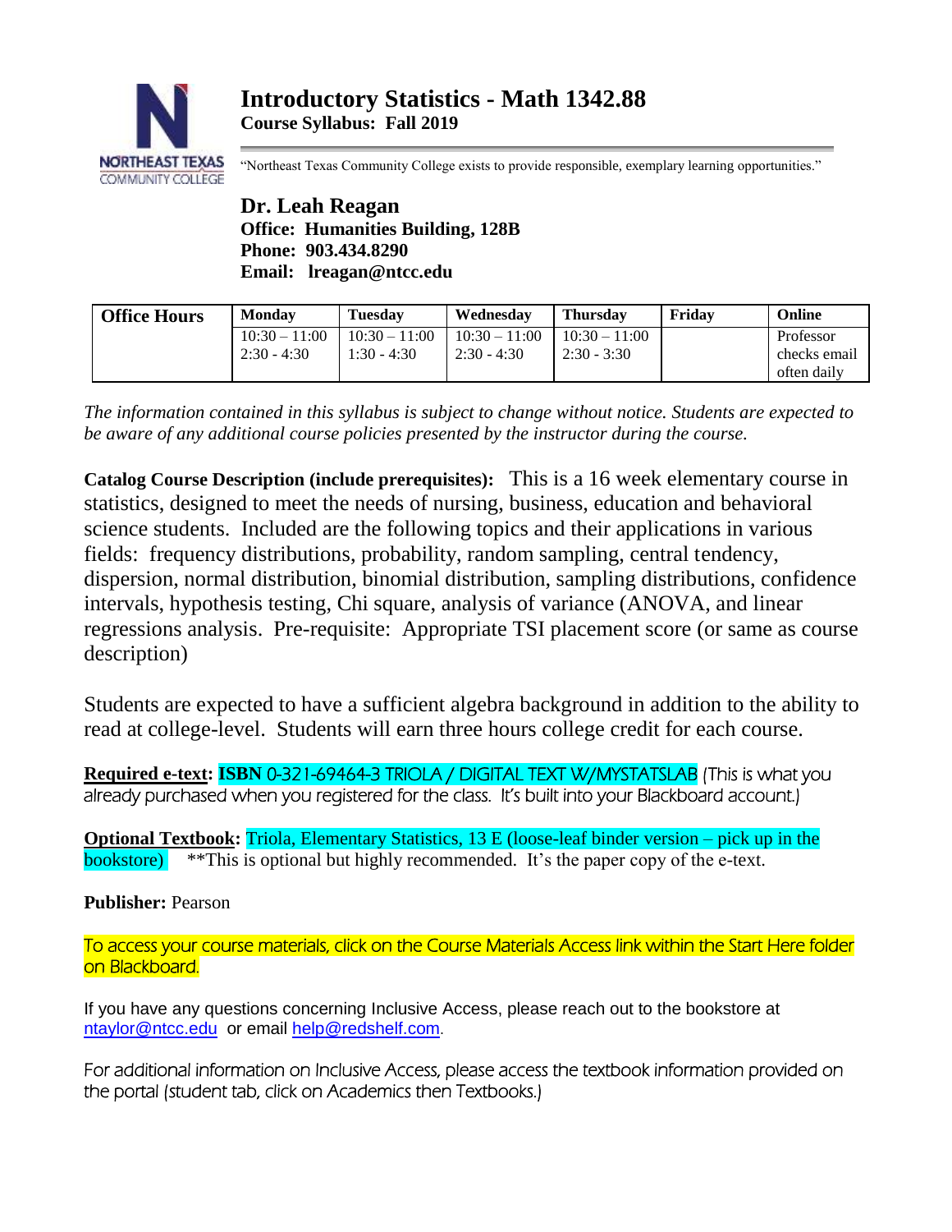# Introductory Statistics - Math 1342.88

**Course Syllabus: Fall 2019**

"Northeast Texas Community College exists to provide responsible, exemplary learning opportunities."

**Dr. Leah Reagan**
**Office: Humanities Building, 128B**
**Phone: 903.434.8290**
**Email: lreagan@ntcc.edu**

| Office Hours | Monday | Tuesday | Wednesday | Thursday | Friday | Online |
|---|---|---|---|---|---|---|
| | 10:30 – 11:00<br>2:30 - 4:30 | 10:30 – 11:00<br>1:30 - 4:30 | 10:30 – 11:00<br>2:30 - 4:30 | 10:30 – 11:00<br>2:30 - 3:30 | | Professor checks email often daily |

*The information contained in this syllabus is subject to change without notice. Students are expected to be aware of any additional course policies presented by the instructor during the course.*

**Catalog Course Description (include prerequisites):** This is a 16 week elementary course in statistics, designed to meet the needs of nursing, business, education and behavioral science students. Included are the following topics and their applications in various fields: frequency distributions, probability, random sampling, central tendency, dispersion, normal distribution, binomial distribution, sampling distributions, confidence intervals, hypothesis testing, Chi square, analysis of variance (ANOVA, and linear regressions analysis. Pre-requisite: Appropriate TSI placement score (or same as course description)

Students are expected to have a sufficient algebra background in addition to the ability to read at college-level. Students will earn three hours college credit for each course.

**Required e-text: ISBN** 0-321-69464-3 TRIOLA / DIGITAL TEXT W/MYSTATSLAB (This is what you already purchased when you registered for the class. It's built into your Blackboard account.)

**Optional Textbook:** Triola, Elementary Statistics, 13 E (loose-leaf binder version – pick up in the bookstore) \*\*This is optional but highly recommended. It's the paper copy of the e-text.

**Publisher:** Pearson

To access your course materials, click on the Course Materials Access link within the Start Here folder on Blackboard.

If you have any questions concerning Inclusive Access, please reach out to the bookstore at ntaylor@ntcc.edu or email help@redshelf.com.

For additional information on Inclusive Access, please access the textbook information provided on the portal (student tab, click on Academics then Textbooks.)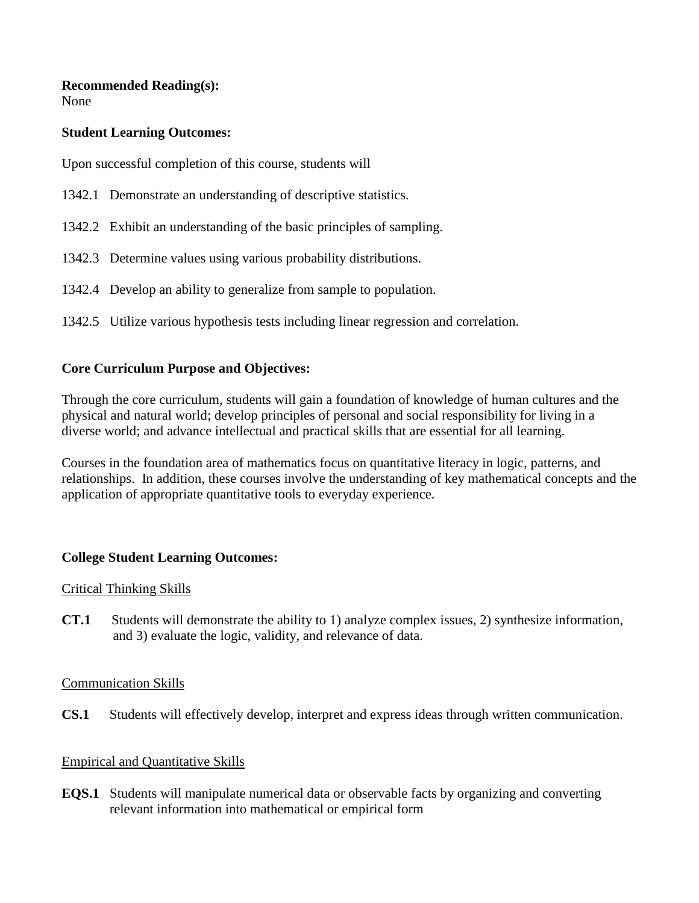**Recommended Reading(s):**
None

**Student Learning Outcomes:**

Upon successful completion of this course, students will

1342.1 Demonstrate an understanding of descriptive statistics.

1342.2 Exhibit an understanding of the basic principles of sampling.

1342.3 Determine values using various probability distributions.

1342.4 Develop an ability to generalize from sample to population.

1342.5 Utilize various hypothesis tests including linear regression and correlation.

**Core Curriculum Purpose and Objectives:**

Through the core curriculum, students will gain a foundation of knowledge of human cultures and the physical and natural world; develop principles of personal and social responsibility for living in a diverse world; and advance intellectual and practical skills that are essential for all learning.

Courses in the foundation area of mathematics focus on quantitative literacy in logic, patterns, and relationships. In addition, these courses involve the understanding of key mathematical concepts and the application of appropriate quantitative tools to everyday experience.

**College Student Learning Outcomes:**

<u>Critical Thinking Skills</u>

**CT.1** Students will demonstrate the ability to 1) analyze complex issues, 2) synthesize information, and 3) evaluate the logic, validity, and relevance of data.

<u>Communication Skills</u>

**CS.1** Students will effectively develop, interpret and express ideas through written communication.

<u>Empirical and Quantitative Skills</u>

**EQS.1** Students will manipulate numerical data or observable facts by organizing and converting relevant information into mathematical or empirical form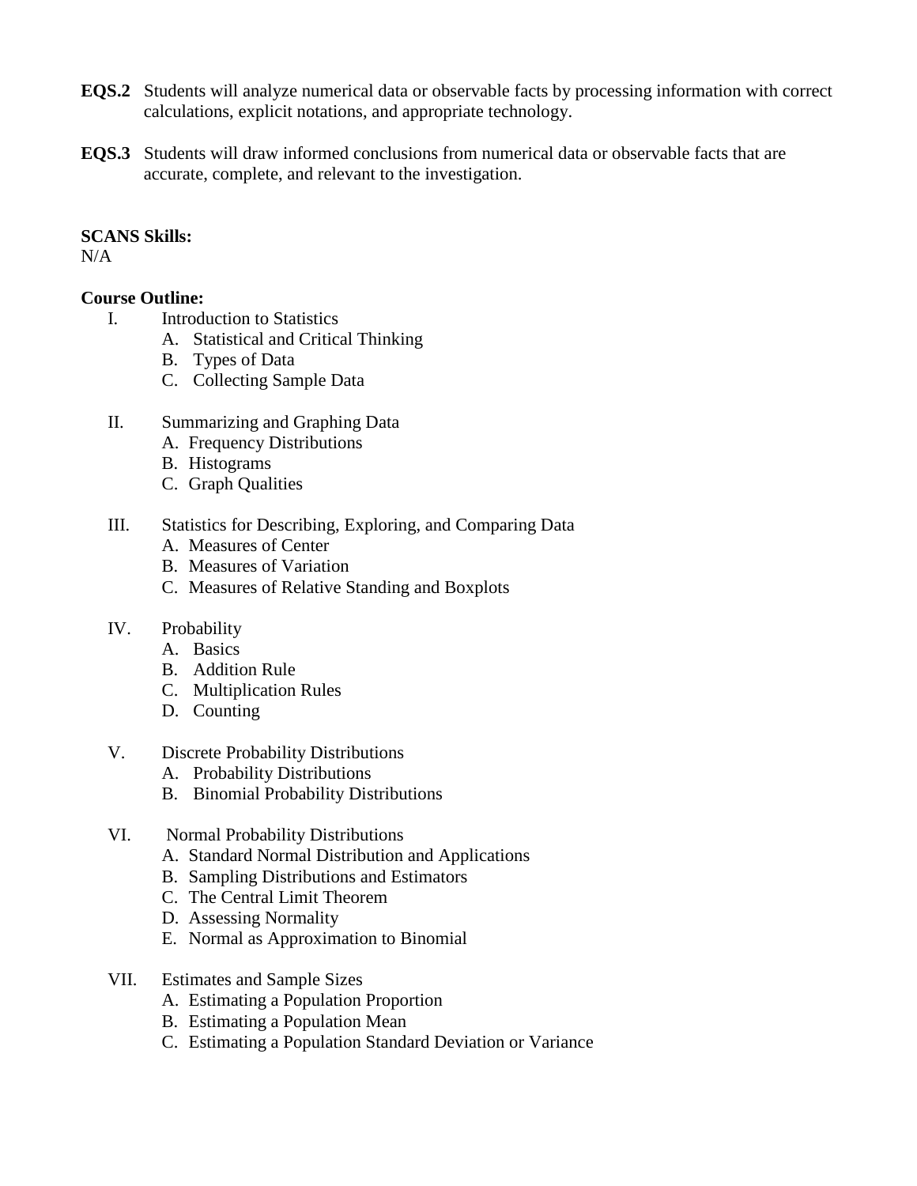**EQS.2** Students will analyze numerical data or observable facts by processing information with correct calculations, explicit notations, and appropriate technology.

**EQS.3** Students will draw informed conclusions from numerical data or observable facts that are accurate, complete, and relevant to the investigation.

**SCANS Skills:**
N/A

**Course Outline:**

I. Introduction to Statistics
   - A. Statistical and Critical Thinking
   - B. Types of Data
   - C. Collecting Sample Data

II. Summarizing and Graphing Data
   - A. Frequency Distributions
   - B. Histograms
   - C. Graph Qualities

III. Statistics for Describing, Exploring, and Comparing Data
   - A. Measures of Center
   - B. Measures of Variation
   - C. Measures of Relative Standing and Boxplots

IV. Probability
   - A. Basics
   - B. Addition Rule
   - C. Multiplication Rules
   - D. Counting

V. Discrete Probability Distributions
   - A. Probability Distributions
   - B. Binomial Probability Distributions

VI. Normal Probability Distributions
   - A. Standard Normal Distribution and Applications
   - B. Sampling Distributions and Estimators
   - C. The Central Limit Theorem
   - D. Assessing Normality
   - E. Normal as Approximation to Binomial

VII. Estimates and Sample Sizes
   - A. Estimating a Population Proportion
   - B. Estimating a Population Mean
   - C. Estimating a Population Standard Deviation or Variance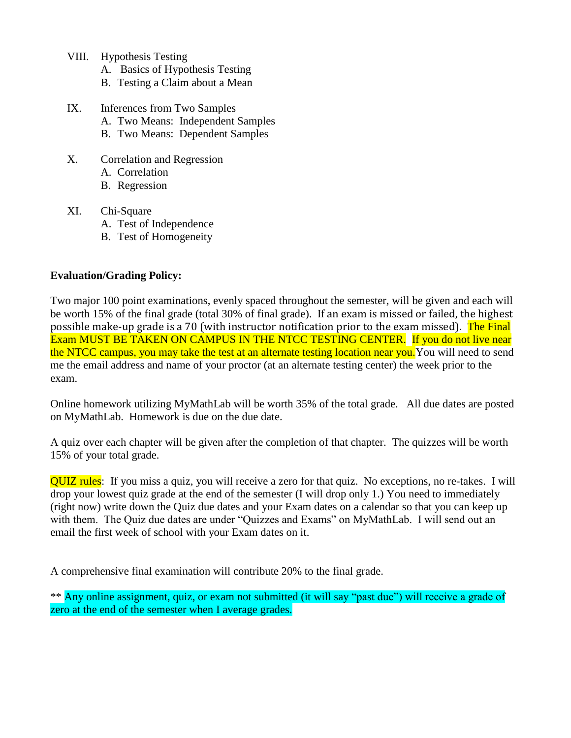VIII. Hypothesis Testing
   A. Basics of Hypothesis Testing
   B. Testing a Claim about a Mean

IX. Inferences from Two Samples
   A. Two Means: Independent Samples
   B. Two Means: Dependent Samples

X. Correlation and Regression
   A. Correlation
   B. Regression

XI. Chi-Square
   A. Test of Independence
   B. Test of Homogeneity

**Evaluation/Grading Policy:**

Two major 100 point examinations, evenly spaced throughout the semester, will be given and each will be worth 15% of the final grade (total 30% of final grade). If an exam is missed or failed, the highest possible make-up grade is a 70 (with instructor notification prior to the exam missed). The Final Exam MUST BE TAKEN ON CAMPUS IN THE NTCC TESTING CENTER. If you do not live near the NTCC campus, you may take the test at an alternate testing location near you. You will need to send me the email address and name of your proctor (at an alternate testing center) the week prior to the exam.

Online homework utilizing MyMathLab will be worth 35% of the total grade. All due dates are posted on MyMathLab. Homework is due on the due date.

A quiz over each chapter will be given after the completion of that chapter. The quizzes will be worth 15% of your total grade.

QUIZ rules: If you miss a quiz, you will receive a zero for that quiz. No exceptions, no re-takes. I will drop your lowest quiz grade at the end of the semester (I will drop only 1.) You need to immediately (right now) write down the Quiz due dates and your Exam dates on a calendar so that you can keep up with them. The Quiz due dates are under "Quizzes and Exams" on MyMathLab. I will send out an email the first week of school with your Exam dates on it.

A comprehensive final examination will contribute 20% to the final grade.

** Any online assignment, quiz, or exam not submitted (it will say "past due") will receive a grade of zero at the end of the semester when I average grades.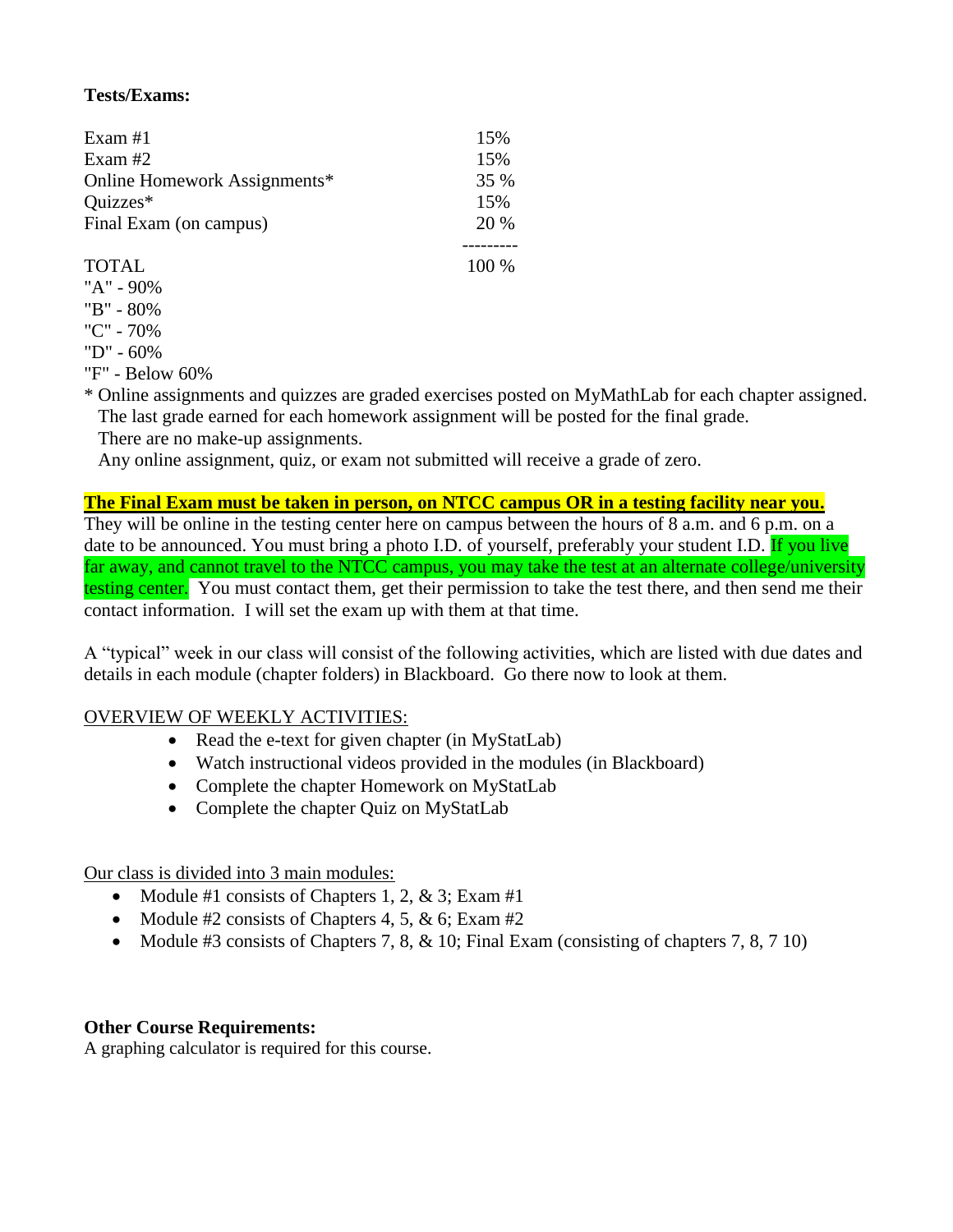**Tests/Exams:**

| | |
|---|---|
| Exam #1 | 15% |
| Exam #2 | 15% |
| Online Homework Assignments* | 35 % |
| Quizzes* | 15% |
| Final Exam (on campus) | 20 % |
| TOTAL | 100 % |

"A" - 90%
"B" - 80%
"C" - 70%
"D" - 60%
"F" - Below 60%

* Online assignments and quizzes are graded exercises posted on MyMathLab for each chapter assigned.
  The last grade earned for each homework assignment will be posted for the final grade.
  There are no make-up assignments.
  Any online assignment, quiz, or exam not submitted will receive a grade of zero.

**The Final Exam must be taken in person, on NTCC campus OR in a testing facility near you.**
They will be online in the testing center here on campus between the hours of 8 a.m. and 6 p.m. on a date to be announced. You must bring a photo I.D. of yourself, preferably your student I.D. If you live far away, and cannot travel to the NTCC campus, you may take the test at an alternate college/university testing center. You must contact them, get their permission to take the test there, and then send me their contact information. I will set the exam up with them at that time.

A "typical" week in our class will consist of the following activities, which are listed with due dates and details in each module (chapter folders) in Blackboard. Go there now to look at them.

OVERVIEW OF WEEKLY ACTIVITIES:

- Read the e-text for given chapter (in MyStatLab)
- Watch instructional videos provided in the modules (in Blackboard)
- Complete the chapter Homework on MyStatLab
- Complete the chapter Quiz on MyStatLab

Our class is divided into 3 main modules:

- Module #1 consists of Chapters 1, 2, & 3; Exam #1
- Module #2 consists of Chapters 4, 5, & 6; Exam #2
- Module #3 consists of Chapters 7, 8, & 10; Final Exam (consisting of chapters 7, 8, 7 10)

**Other Course Requirements:**
A graphing calculator is required for this course.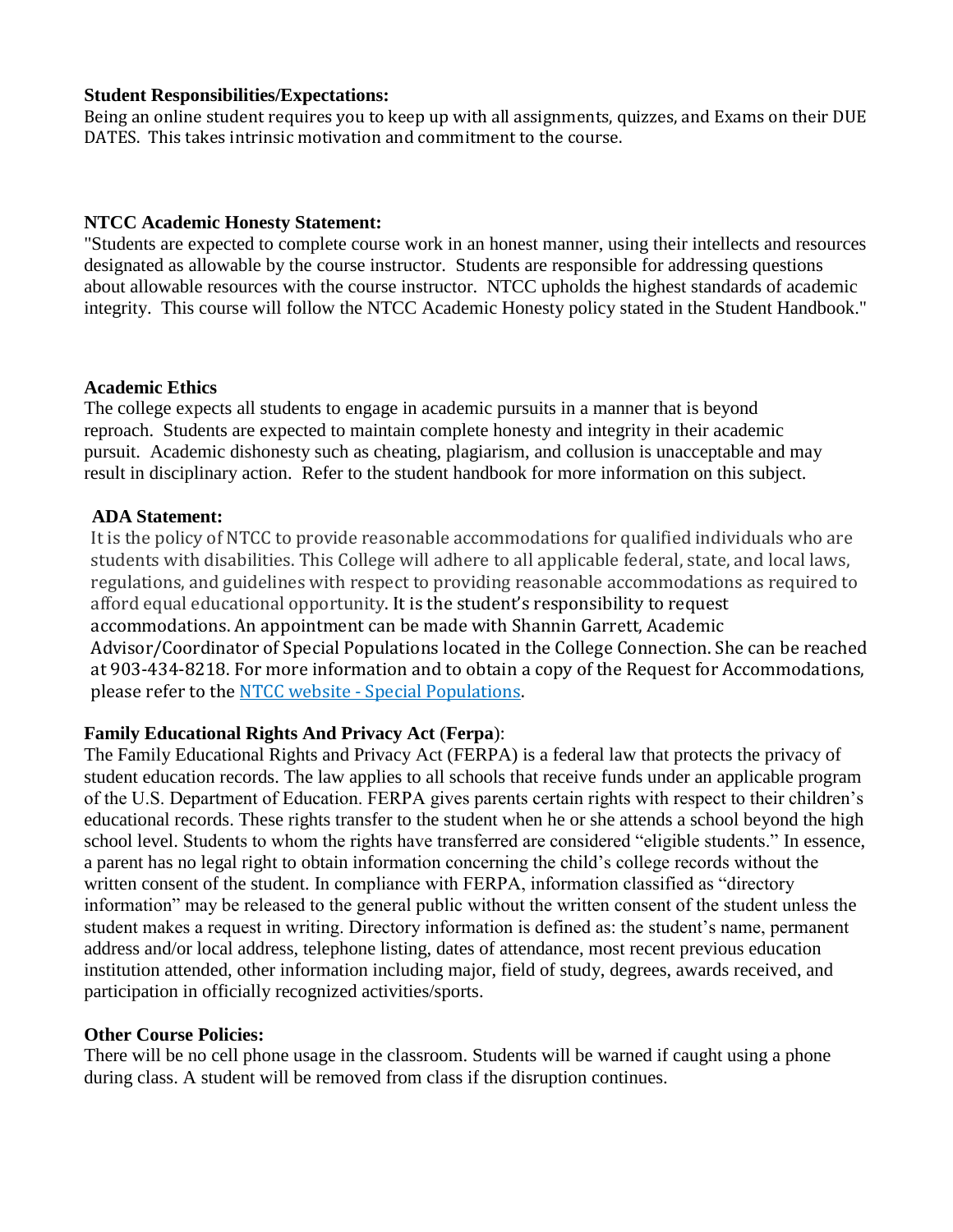**Student Responsibilities/Expectations:**
Being an online student requires you to keep up with all assignments, quizzes, and Exams on their DUE DATES. This takes intrinsic motivation and commitment to the course.

**NTCC Academic Honesty Statement:**
"Students are expected to complete course work in an honest manner, using their intellects and resources designated as allowable by the course instructor. Students are responsible for addressing questions about allowable resources with the course instructor. NTCC upholds the highest standards of academic integrity. This course will follow the NTCC Academic Honesty policy stated in the Student Handbook."

**Academic Ethics**
The college expects all students to engage in academic pursuits in a manner that is beyond reproach. Students are expected to maintain complete honesty and integrity in their academic pursuit. Academic dishonesty such as cheating, plagiarism, and collusion is unacceptable and may result in disciplinary action. Refer to the student handbook for more information on this subject.

**ADA Statement:**
It is the policy of NTCC to provide reasonable accommodations for qualified individuals who are students with disabilities. This College will adhere to all applicable federal, state, and local laws, regulations, and guidelines with respect to providing reasonable accommodations as required to afford equal educational opportunity. It is the student's responsibility to request accommodations. An appointment can be made with Shannin Garrett, Academic Advisor/Coordinator of Special Populations located in the College Connection. She can be reached at 903-434-8218. For more information and to obtain a copy of the Request for Accommodations, please refer to the NTCC website - Special Populations.

**Family Educational Rights And Privacy Act** (**Ferpa**):
The Family Educational Rights and Privacy Act (FERPA) is a federal law that protects the privacy of student education records. The law applies to all schools that receive funds under an applicable program of the U.S. Department of Education. FERPA gives parents certain rights with respect to their children's educational records. These rights transfer to the student when he or she attends a school beyond the high school level. Students to whom the rights have transferred are considered "eligible students." In essence, a parent has no legal right to obtain information concerning the child's college records without the written consent of the student. In compliance with FERPA, information classified as "directory information" may be released to the general public without the written consent of the student unless the student makes a request in writing. Directory information is defined as: the student's name, permanent address and/or local address, telephone listing, dates of attendance, most recent previous education institution attended, other information including major, field of study, degrees, awards received, and participation in officially recognized activities/sports.

**Other Course Policies:**
There will be no cell phone usage in the classroom. Students will be warned if caught using a phone during class. A student will be removed from class if the disruption continues.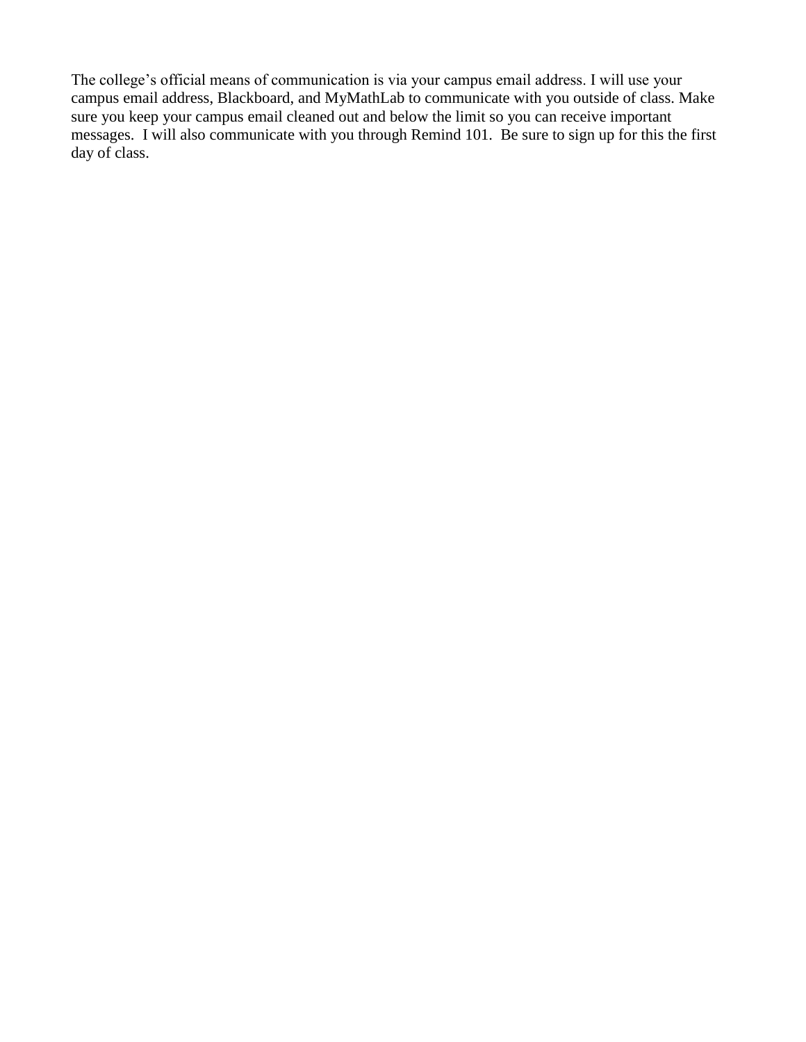The college's official means of communication is via your campus email address. I will use your campus email address, Blackboard, and MyMathLab to communicate with you outside of class. Make sure you keep your campus email cleaned out and below the limit so you can receive important messages. I will also communicate with you through Remind 101. Be sure to sign up for this the first day of class.